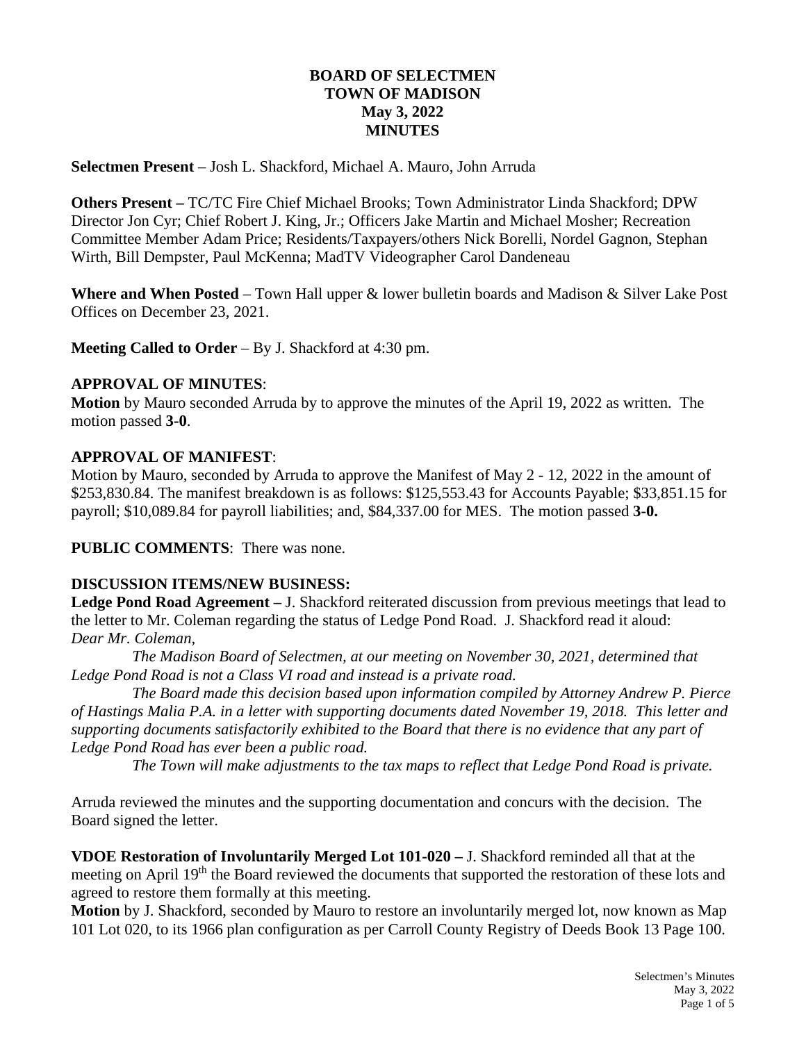# BOARD OF SELECTMEN
# TOWN OF MADISON
# May 3, 2022
# MINUTES

**Selectmen Present** – Josh L. Shackford, Michael A. Mauro, John Arruda

**Others Present –** TC/TC Fire Chief Michael Brooks; Town Administrator Linda Shackford; DPW Director Jon Cyr; Chief Robert J. King, Jr.; Officers Jake Martin and Michael Mosher; Recreation Committee Member Adam Price; Residents/Taxpayers/others Nick Borelli, Nordel Gagnon, Stephan Wirth, Bill Dempster, Paul McKenna; MadTV Videographer Carol Dandeneau

**Where and When Posted** – Town Hall upper & lower bulletin boards and Madison & Silver Lake Post Offices on December 23, 2021.

**Meeting Called to Order** – By J. Shackford at 4:30 pm.

**APPROVAL OF MINUTES**:

**Motion** by Mauro seconded Arruda by to approve the minutes of the April 19, 2022 as written. The motion passed **3-0**.

**APPROVAL OF MANIFEST**:

Motion by Mauro, seconded by Arruda to approve the Manifest of May 2 - 12, 2022 in the amount of $253,830.84. The manifest breakdown is as follows: $125,553.43 for Accounts Payable; $33,851.15 for payroll; $10,089.84 for payroll liabilities; and, $84,337.00 for MES. The motion passed **3-0.**

**PUBLIC COMMENTS**: There was none.

**DISCUSSION ITEMS/NEW BUSINESS:**

**Ledge Pond Road Agreement –** J. Shackford reiterated discussion from previous meetings that lead to the letter to Mr. Coleman regarding the status of Ledge Pond Road. J. Shackford read it aloud:

*Dear Mr. Coleman,*

*The Madison Board of Selectmen, at our meeting on November 30, 2021, determined that Ledge Pond Road is not a Class VI road and instead is a private road.*

*The Board made this decision based upon information compiled by Attorney Andrew P. Pierce of Hastings Malia P.A. in a letter with supporting documents dated November 19, 2018. This letter and supporting documents satisfactorily exhibited to the Board that there is no evidence that any part of Ledge Pond Road has ever been a public road.*

*The Town will make adjustments to the tax maps to reflect that Ledge Pond Road is private.*

Arruda reviewed the minutes and the supporting documentation and concurs with the decision. The Board signed the letter.

**VDOE Restoration of Involuntarily Merged Lot 101-020 –** J. Shackford reminded all that at the meeting on April 19th the Board reviewed the documents that supported the restoration of these lots and agreed to restore them formally at this meeting.

**Motion** by J. Shackford, seconded by Mauro to restore an involuntarily merged lot, now known as Map 101 Lot 020, to its 1966 plan configuration as per Carroll County Registry of Deeds Book 13 Page 100.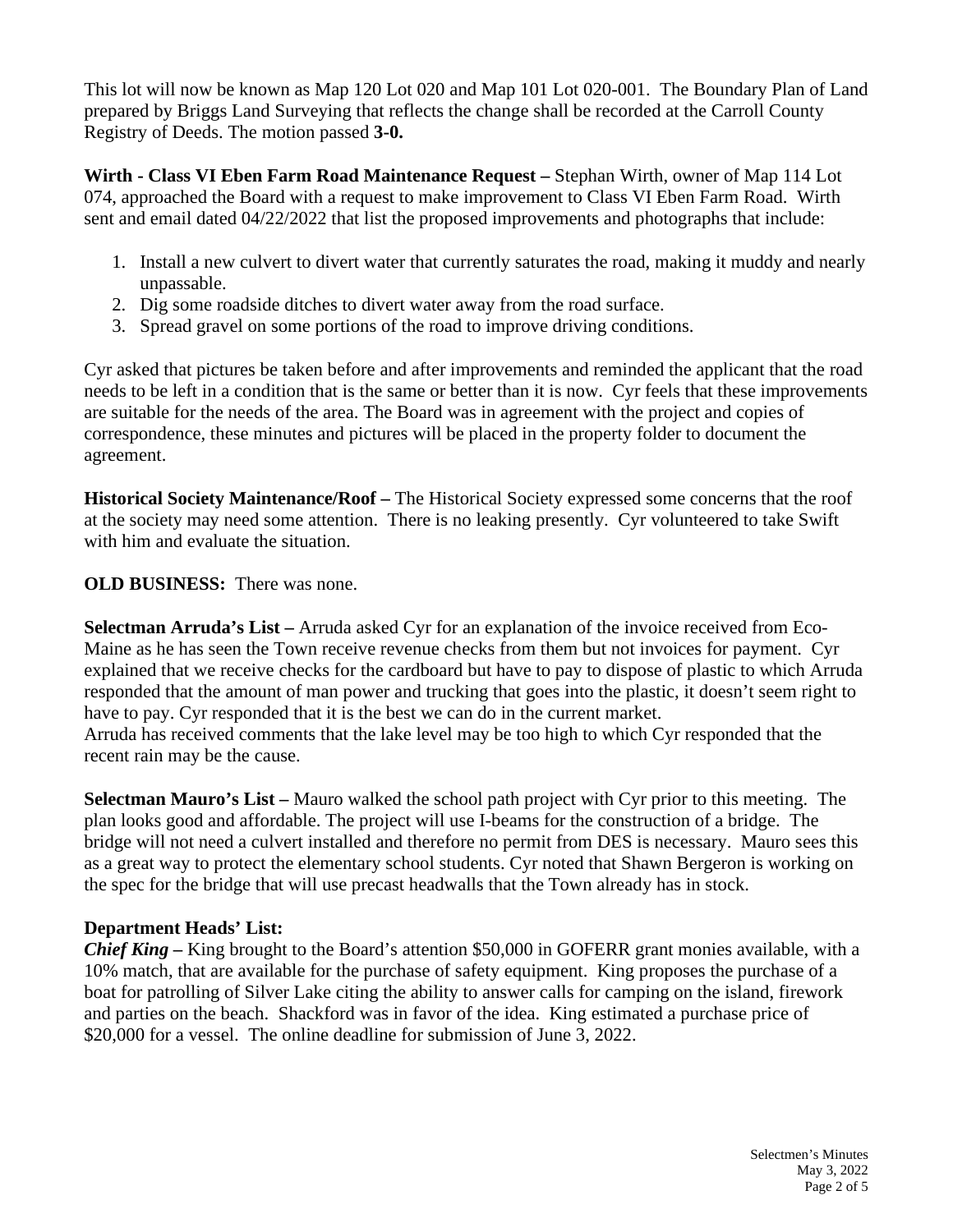This lot will now be known as Map 120 Lot 020 and Map 101 Lot 020-001. The Boundary Plan of Land prepared by Briggs Land Surveying that reflects the change shall be recorded at the Carroll County Registry of Deeds. The motion passed **3-0.**

**Wirth - Class VI Eben Farm Road Maintenance Request –** Stephan Wirth, owner of Map 114 Lot 074, approached the Board with a request to make improvement to Class VI Eben Farm Road. Wirth sent and email dated 04/22/2022 that list the proposed improvements and photographs that include:

1. Install a new culvert to divert water that currently saturates the road, making it muddy and nearly unpassable.
2. Dig some roadside ditches to divert water away from the road surface.
3. Spread gravel on some portions of the road to improve driving conditions.

Cyr asked that pictures be taken before and after improvements and reminded the applicant that the road needs to be left in a condition that is the same or better than it is now. Cyr feels that these improvements are suitable for the needs of the area. The Board was in agreement with the project and copies of correspondence, these minutes and pictures will be placed in the property folder to document the agreement.

**Historical Society Maintenance/Roof –** The Historical Society expressed some concerns that the roof at the society may need some attention. There is no leaking presently. Cyr volunteered to take Swift with him and evaluate the situation.

**OLD BUSINESS:** There was none.

**Selectman Arruda's List –** Arruda asked Cyr for an explanation of the invoice received from Eco-Maine as he has seen the Town receive revenue checks from them but not invoices for payment. Cyr explained that we receive checks for the cardboard but have to pay to dispose of plastic to which Arruda responded that the amount of man power and trucking that goes into the plastic, it doesn't seem right to have to pay. Cyr responded that it is the best we can do in the current market.
Arruda has received comments that the lake level may be too high to which Cyr responded that the recent rain may be the cause.

**Selectman Mauro's List –** Mauro walked the school path project with Cyr prior to this meeting. The plan looks good and affordable. The project will use I-beams for the construction of a bridge. The bridge will not need a culvert installed and therefore no permit from DES is necessary. Mauro sees this as a great way to protect the elementary school students. Cyr noted that Shawn Bergeron is working on the spec for the bridge that will use precast headwalls that the Town already has in stock.

**Department Heads' List:**
***Chief King –*** King brought to the Board's attention $50,000 in GOFERR grant monies available, with a 10% match, that are available for the purchase of safety equipment. King proposes the purchase of a boat for patrolling of Silver Lake citing the ability to answer calls for camping on the island, firework and parties on the beach. Shackford was in favor of the idea. King estimated a purchase price of $20,000 for a vessel. The online deadline for submission of June 3, 2022.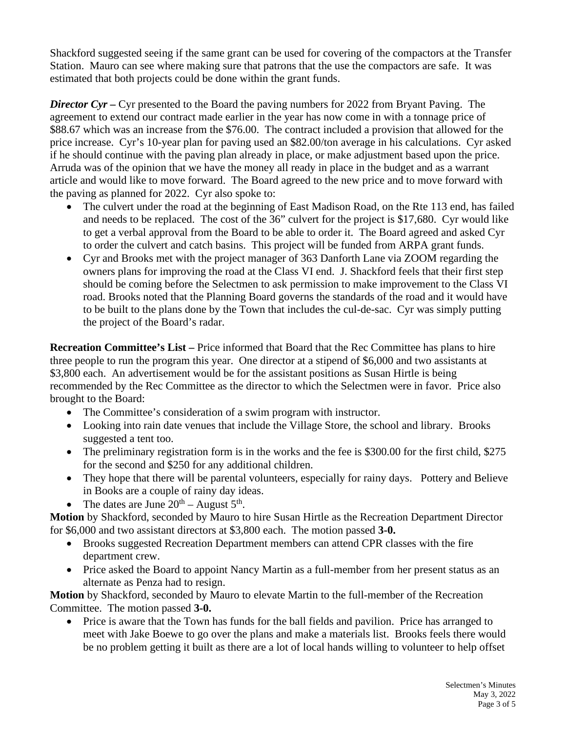Shackford suggested seeing if the same grant can be used for covering of the compactors at the Transfer Station. Mauro can see where making sure that patrons that the use the compactors are safe. It was estimated that both projects could be done within the grant funds.

***Director Cyr –*** Cyr presented to the Board the paving numbers for 2022 from Bryant Paving. The agreement to extend our contract made earlier in the year has now come in with a tonnage price of $88.67 which was an increase from the $76.00. The contract included a provision that allowed for the price increase. Cyr's 10-year plan for paving used an $82.00/ton average in his calculations. Cyr asked if he should continue with the paving plan already in place, or make adjustment based upon the price. Arruda was of the opinion that we have the money all ready in place in the budget and as a warrant article and would like to move forward. The Board agreed to the new price and to move forward with the paving as planned for 2022. Cyr also spoke to:

- The culvert under the road at the beginning of East Madison Road, on the Rte 113 end, has failed and needs to be replaced. The cost of the 36" culvert for the project is $17,680. Cyr would like to get a verbal approval from the Board to be able to order it. The Board agreed and asked Cyr to order the culvert and catch basins. This project will be funded from ARPA grant funds.
- Cyr and Brooks met with the project manager of 363 Danforth Lane via ZOOM regarding the owners plans for improving the road at the Class VI end. J. Shackford feels that their first step should be coming before the Selectmen to ask permission to make improvement to the Class VI road. Brooks noted that the Planning Board governs the standards of the road and it would have to be built to the plans done by the Town that includes the cul-de-sac. Cyr was simply putting the project of the Board's radar.

**Recreation Committee's List –** Price informed that Board that the Rec Committee has plans to hire three people to run the program this year. One director at a stipend of $6,000 and two assistants at $3,800 each. An advertisement would be for the assistant positions as Susan Hirtle is being recommended by the Rec Committee as the director to which the Selectmen were in favor. Price also brought to the Board:

- The Committee's consideration of a swim program with instructor.
- Looking into rain date venues that include the Village Store, the school and library. Brooks suggested a tent too.
- The preliminary registration form is in the works and the fee is $300.00 for the first child, $275 for the second and $250 for any additional children.
- They hope that there will be parental volunteers, especially for rainy days. Pottery and Believe in Books are a couple of rainy day ideas.
- The dates are June 20th – August 5th.

**Motion** by Shackford, seconded by Mauro to hire Susan Hirtle as the Recreation Department Director for $6,000 and two assistant directors at $3,800 each. The motion passed **3-0.**

- Brooks suggested Recreation Department members can attend CPR classes with the fire department crew.
- Price asked the Board to appoint Nancy Martin as a full-member from her present status as an alternate as Penza had to resign.

**Motion** by Shackford, seconded by Mauro to elevate Martin to the full-member of the Recreation Committee. The motion passed **3-0.**

- Price is aware that the Town has funds for the ball fields and pavilion. Price has arranged to meet with Jake Boewe to go over the plans and make a materials list. Brooks feels there would be no problem getting it built as there are a lot of local hands willing to volunteer to help offset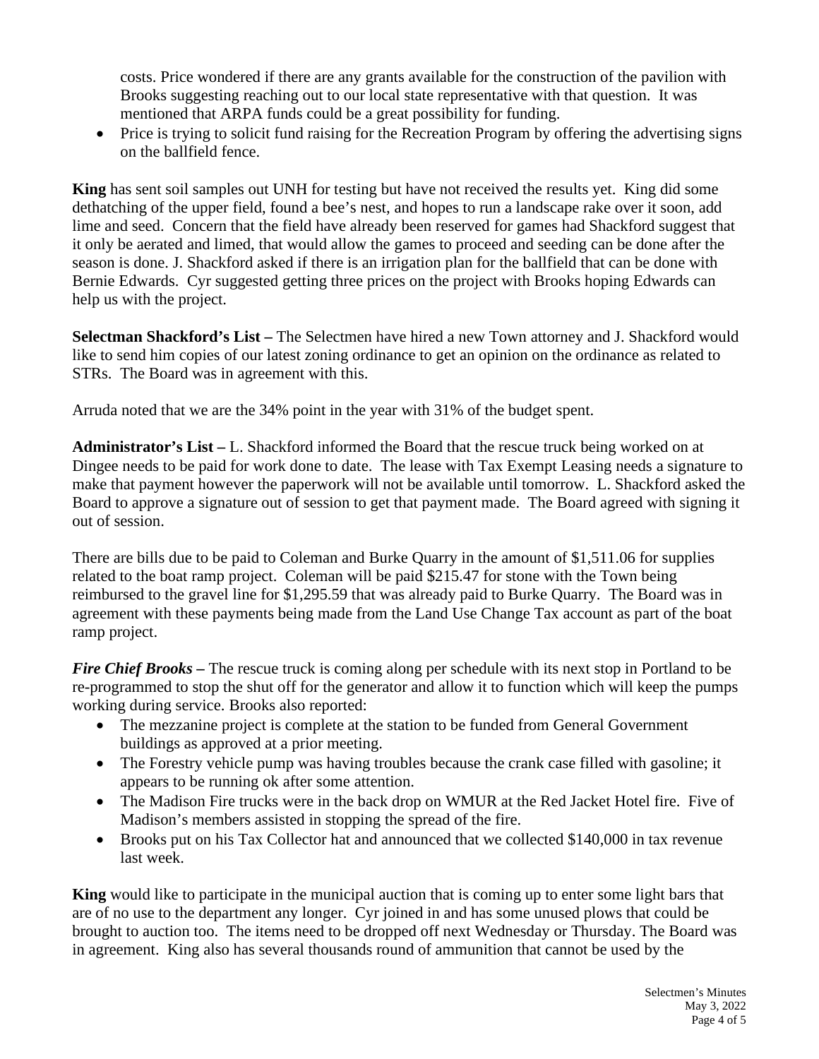costs. Price wondered if there are any grants available for the construction of the pavilion with Brooks suggesting reaching out to our local state representative with that question. It was mentioned that ARPA funds could be a great possibility for funding.

- Price is trying to solicit fund raising for the Recreation Program by offering the advertising signs on the ballfield fence.

**King** has sent soil samples out UNH for testing but have not received the results yet. King did some dethatching of the upper field, found a bee's nest, and hopes to run a landscape rake over it soon, add lime and seed. Concern that the field have already been reserved for games had Shackford suggest that it only be aerated and limed, that would allow the games to proceed and seeding can be done after the season is done. J. Shackford asked if there is an irrigation plan for the ballfield that can be done with Bernie Edwards. Cyr suggested getting three prices on the project with Brooks hoping Edwards can help us with the project.

**Selectman Shackford's List –** The Selectmen have hired a new Town attorney and J. Shackford would like to send him copies of our latest zoning ordinance to get an opinion on the ordinance as related to STRs. The Board was in agreement with this.

Arruda noted that we are the 34% point in the year with 31% of the budget spent.

**Administrator's List –** L. Shackford informed the Board that the rescue truck being worked on at Dingee needs to be paid for work done to date. The lease with Tax Exempt Leasing needs a signature to make that payment however the paperwork will not be available until tomorrow. L. Shackford asked the Board to approve a signature out of session to get that payment made. The Board agreed with signing it out of session.

There are bills due to be paid to Coleman and Burke Quarry in the amount of $1,511.06 for supplies related to the boat ramp project. Coleman will be paid $215.47 for stone with the Town being reimbursed to the gravel line for $1,295.59 that was already paid to Burke Quarry. The Board was in agreement with these payments being made from the Land Use Change Tax account as part of the boat ramp project.

***Fire Chief Brooks –*** The rescue truck is coming along per schedule with its next stop in Portland to be re-programmed to stop the shut off for the generator and allow it to function which will keep the pumps working during service. Brooks also reported:

- The mezzanine project is complete at the station to be funded from General Government buildings as approved at a prior meeting.
- The Forestry vehicle pump was having troubles because the crank case filled with gasoline; it appears to be running ok after some attention.
- The Madison Fire trucks were in the back drop on WMUR at the Red Jacket Hotel fire. Five of Madison's members assisted in stopping the spread of the fire.
- Brooks put on his Tax Collector hat and announced that we collected $140,000 in tax revenue last week.

**King** would like to participate in the municipal auction that is coming up to enter some light bars that are of no use to the department any longer. Cyr joined in and has some unused plows that could be brought to auction too. The items need to be dropped off next Wednesday or Thursday. The Board was in agreement. King also has several thousands round of ammunition that cannot be used by the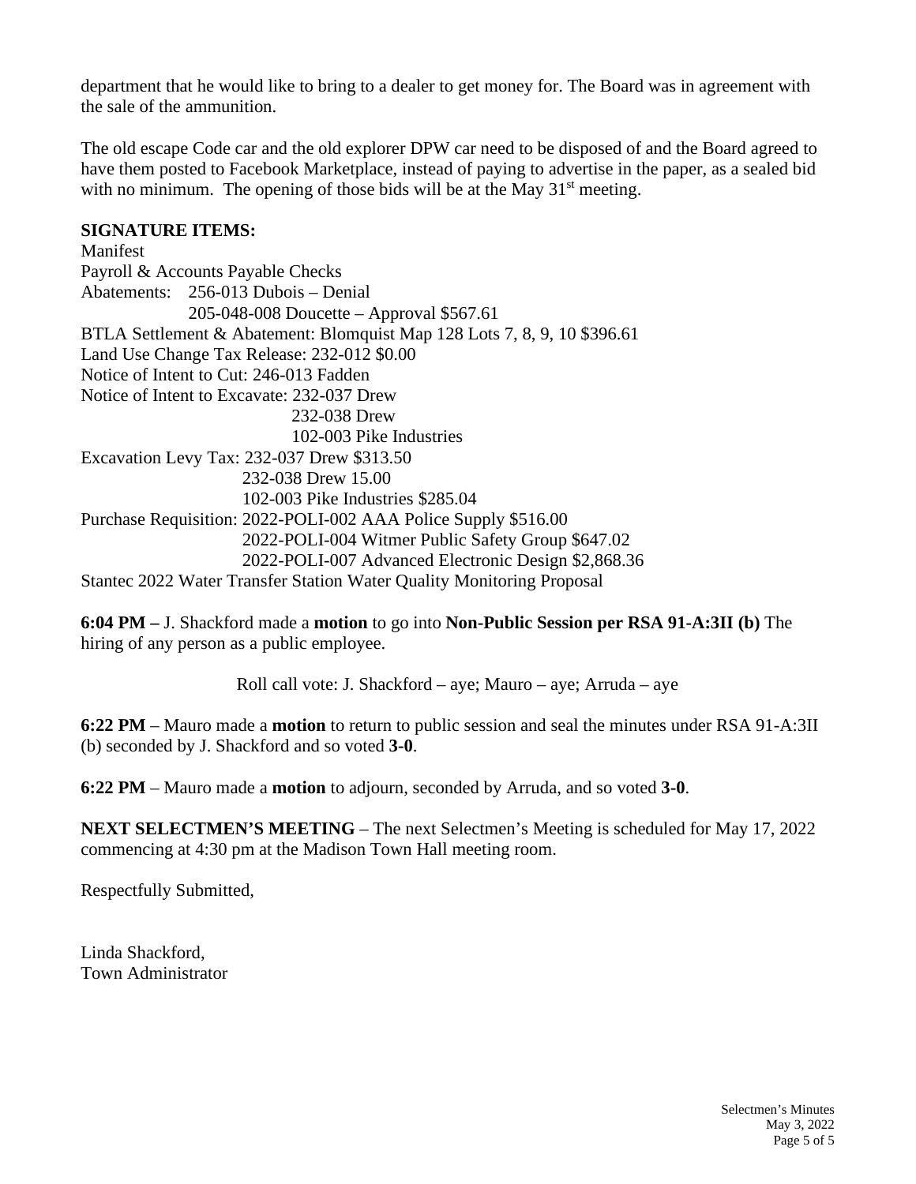department that he would like to bring to a dealer to get money for. The Board was in agreement with the sale of the ammunition.

The old escape Code car and the old explorer DPW car need to be disposed of and the Board agreed to have them posted to Facebook Marketplace, instead of paying to advertise in the paper, as a sealed bid with no minimum. The opening of those bids will be at the May 31st meeting.

**SIGNATURE ITEMS:**

Manifest
Payroll & Accounts Payable Checks
Abatements: 256-013 Dubois – Denial
205-048-008 Doucette – Approval $567.61
BTLA Settlement & Abatement: Blomquist Map 128 Lots 7, 8, 9, 10 $396.61
Land Use Change Tax Release: 232-012 $0.00
Notice of Intent to Cut: 246-013 Fadden
Notice of Intent to Excavate: 232-037 Drew
232-038 Drew
102-003 Pike Industries
Excavation Levy Tax: 232-037 Drew $313.50
232-038 Drew 15.00
102-003 Pike Industries $285.04
Purchase Requisition: 2022-POLI-002 AAA Police Supply $516.00
2022-POLI-004 Witmer Public Safety Group $647.02
2022-POLI-007 Advanced Electronic Design $2,868.36
Stantec 2022 Water Transfer Station Water Quality Monitoring Proposal

**6:04 PM –** J. Shackford made a **motion** to go into **Non-Public Session per RSA 91-A:3II (b)** The hiring of any person as a public employee.

Roll call vote: J. Shackford – aye; Mauro – aye; Arruda – aye

**6:22 PM** – Mauro made a **motion** to return to public session and seal the minutes under RSA 91-A:3II (b) seconded by J. Shackford and so voted **3-0**.

**6:22 PM** – Mauro made a **motion** to adjourn, seconded by Arruda, and so voted **3-0**.

**NEXT SELECTMEN'S MEETING** – The next Selectmen's Meeting is scheduled for May 17, 2022 commencing at 4:30 pm at the Madison Town Hall meeting room.

Respectfully Submitted,

Linda Shackford,
Town Administrator